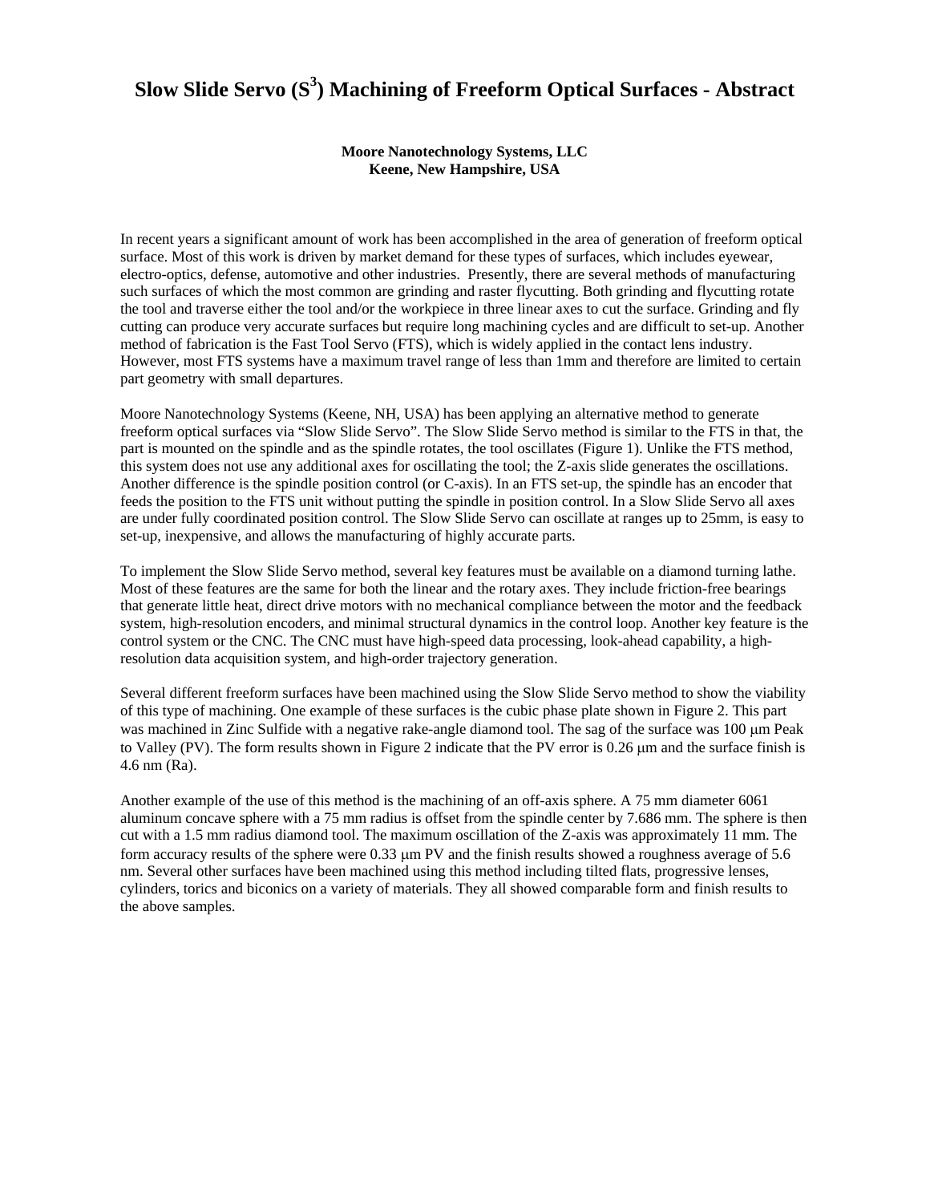# Slow Slide Servo ($S^3$) Machining of Freeform Optical Surfaces - Abstract

**Moore Nanotechnology Systems, LLC**
**Keene, New Hampshire, USA**

In recent years a significant amount of work has been accomplished in the area of generation of freeform optical surface. Most of this work is driven by market demand for these types of surfaces, which includes eyewear, electro-optics, defense, automotive and other industries. Presently, there are several methods of manufacturing such surfaces of which the most common are grinding and raster flycutting. Both grinding and flycutting rotate the tool and traverse either the tool and/or the workpiece in three linear axes to cut the surface. Grinding and fly cutting can produce very accurate surfaces but require long machining cycles and are difficult to set-up. Another method of fabrication is the Fast Tool Servo (FTS), which is widely applied in the contact lens industry. However, most FTS systems have a maximum travel range of less than 1mm and therefore are limited to certain part geometry with small departures.

Moore Nanotechnology Systems (Keene, NH, USA) has been applying an alternative method to generate freeform optical surfaces via "Slow Slide Servo". The Slow Slide Servo method is similar to the FTS in that, the part is mounted on the spindle and as the spindle rotates, the tool oscillates (Figure 1). Unlike the FTS method, this system does not use any additional axes for oscillating the tool; the Z-axis slide generates the oscillations. Another difference is the spindle position control (or C-axis). In an FTS set-up, the spindle has an encoder that feeds the position to the FTS unit without putting the spindle in position control. In a Slow Slide Servo all axes are under fully coordinated position control. The Slow Slide Servo can oscillate at ranges up to 25mm, is easy to set-up, inexpensive, and allows the manufacturing of highly accurate parts.

To implement the Slow Slide Servo method, several key features must be available on a diamond turning lathe. Most of these features are the same for both the linear and the rotary axes. They include friction-free bearings that generate little heat, direct drive motors with no mechanical compliance between the motor and the feedback system, high-resolution encoders, and minimal structural dynamics in the control loop. Another key feature is the control system or the CNC. The CNC must have high-speed data processing, look-ahead capability, a high-resolution data acquisition system, and high-order trajectory generation.

Several different freeform surfaces have been machined using the Slow Slide Servo method to show the viability of this type of machining. One example of these surfaces is the cubic phase plate shown in Figure 2. This part was machined in Zinc Sulfide with a negative rake-angle diamond tool. The sag of the surface was 100 μm Peak to Valley (PV). The form results shown in Figure 2 indicate that the PV error is 0.26 μm and the surface finish is 4.6 nm (Ra).

Another example of the use of this method is the machining of an off-axis sphere. A 75 mm diameter 6061 aluminum concave sphere with a 75 mm radius is offset from the spindle center by 7.686 mm. The sphere is then cut with a 1.5 mm radius diamond tool. The maximum oscillation of the Z-axis was approximately 11 mm. The form accuracy results of the sphere were 0.33 μm PV and the finish results showed a roughness average of 5.6 nm. Several other surfaces have been machined using this method including tilted flats, progressive lenses, cylinders, torics and biconics on a variety of materials. They all showed comparable form and finish results to the above samples.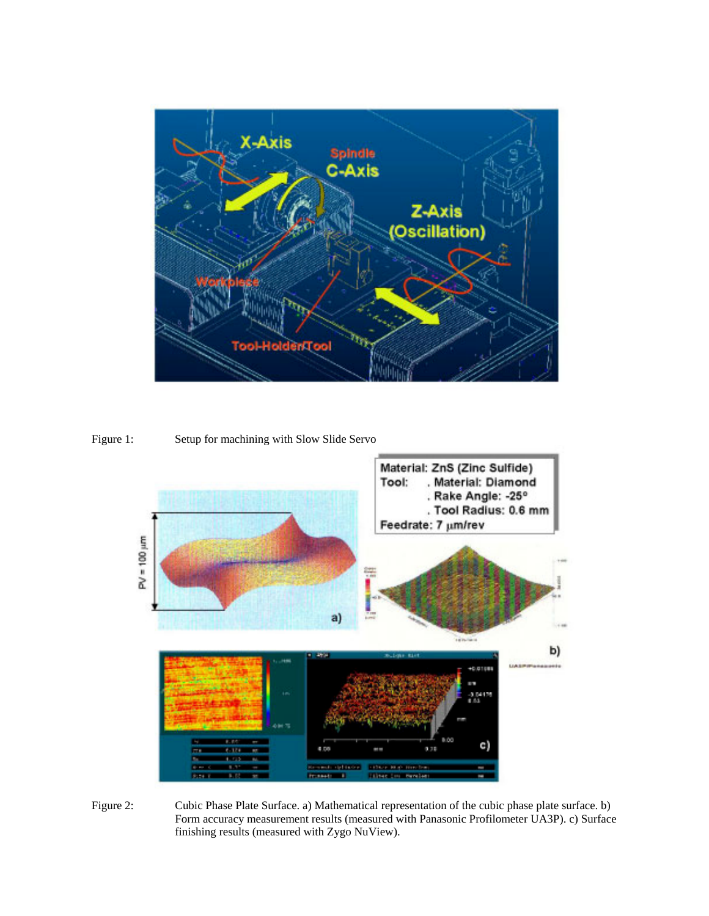Figure 1: Setup for machining with Slow Slide Servo

Figure 2: Cubic Phase Plate Surface. a) Mathematical representation of the cubic phase plate surface. b) Form accuracy measurement results (measured with Panasonic Profilometer UA3P). c) Surface finishing results (measured with Zygo NuView).